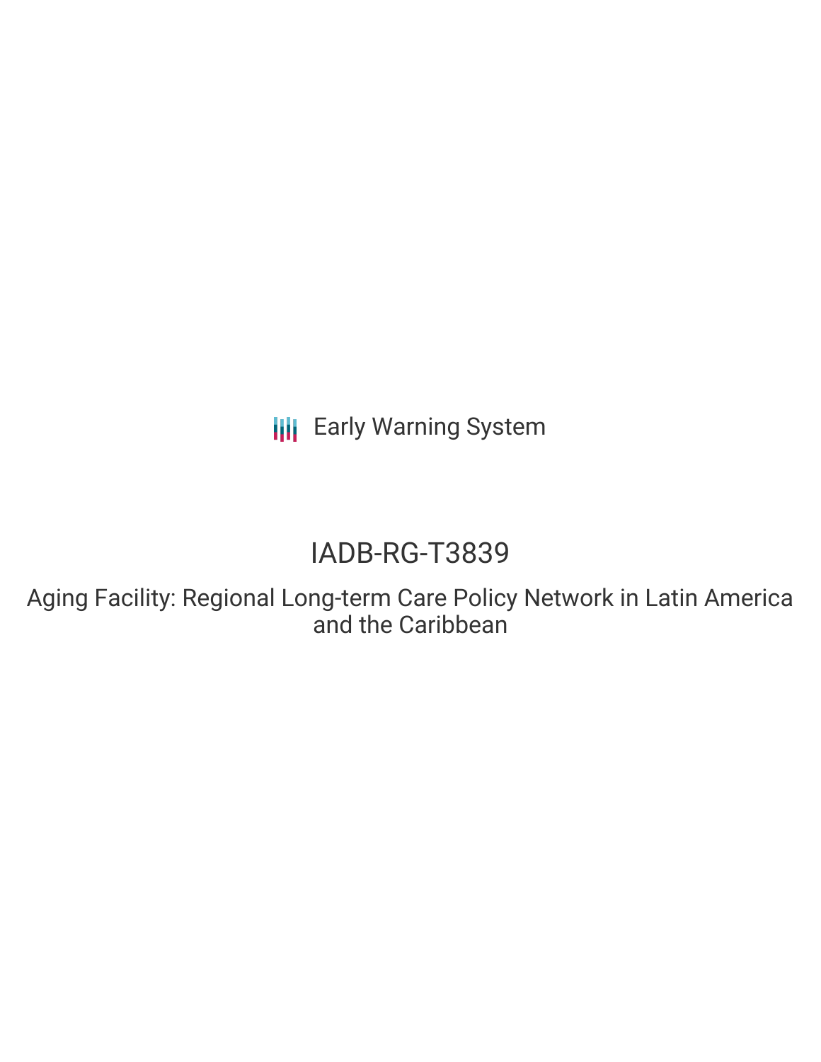Early Warning System

# IADB-RG-T3839

## Aging Facility: Regional Long-term Care Policy Network in Latin America and the Caribbean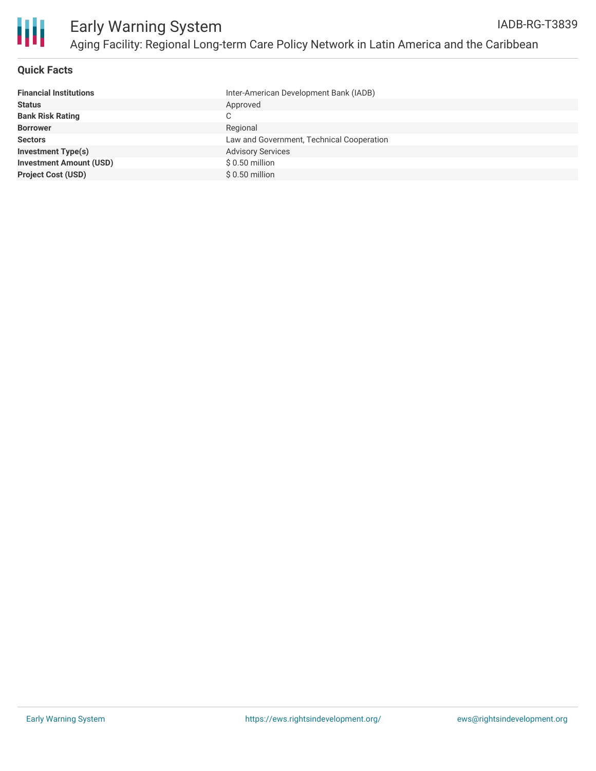## Quick Facts

| | |
|---|---|
| **Financial Institutions** | Inter-American Development Bank (IADB) |
| **Status** | Approved |
| **Bank Risk Rating** | C |
| **Borrower** | Regional |
| **Sectors** | Law and Government, Technical Cooperation |
| **Investment Type(s)** | Advisory Services |
| **Investment Amount (USD)** | $ 0.50 million |
| **Project Cost (USD)** | $ 0.50 million |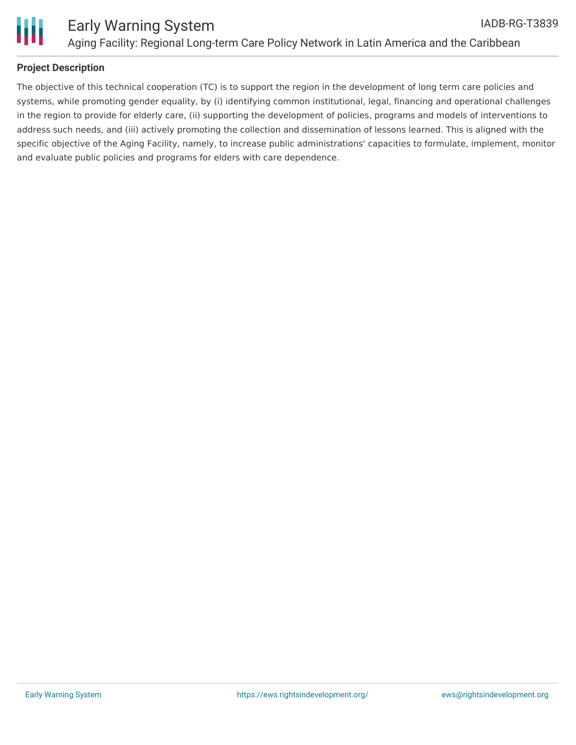## Project Description

The objective of this technical cooperation (TC) is to support the region in the development of long term care policies and systems, while promoting gender equality, by (i) identifying common institutional, legal, financing and operational challenges in the region to provide for elderly care, (ii) supporting the development of policies, programs and models of interventions to address such needs, and (iii) actively promoting the collection and dissemination of lessons learned. This is aligned with the specific objective of the Aging Facility, namely, to increase public administrations' capacities to formulate, implement, monitor and evaluate public policies and programs for elders with care dependence.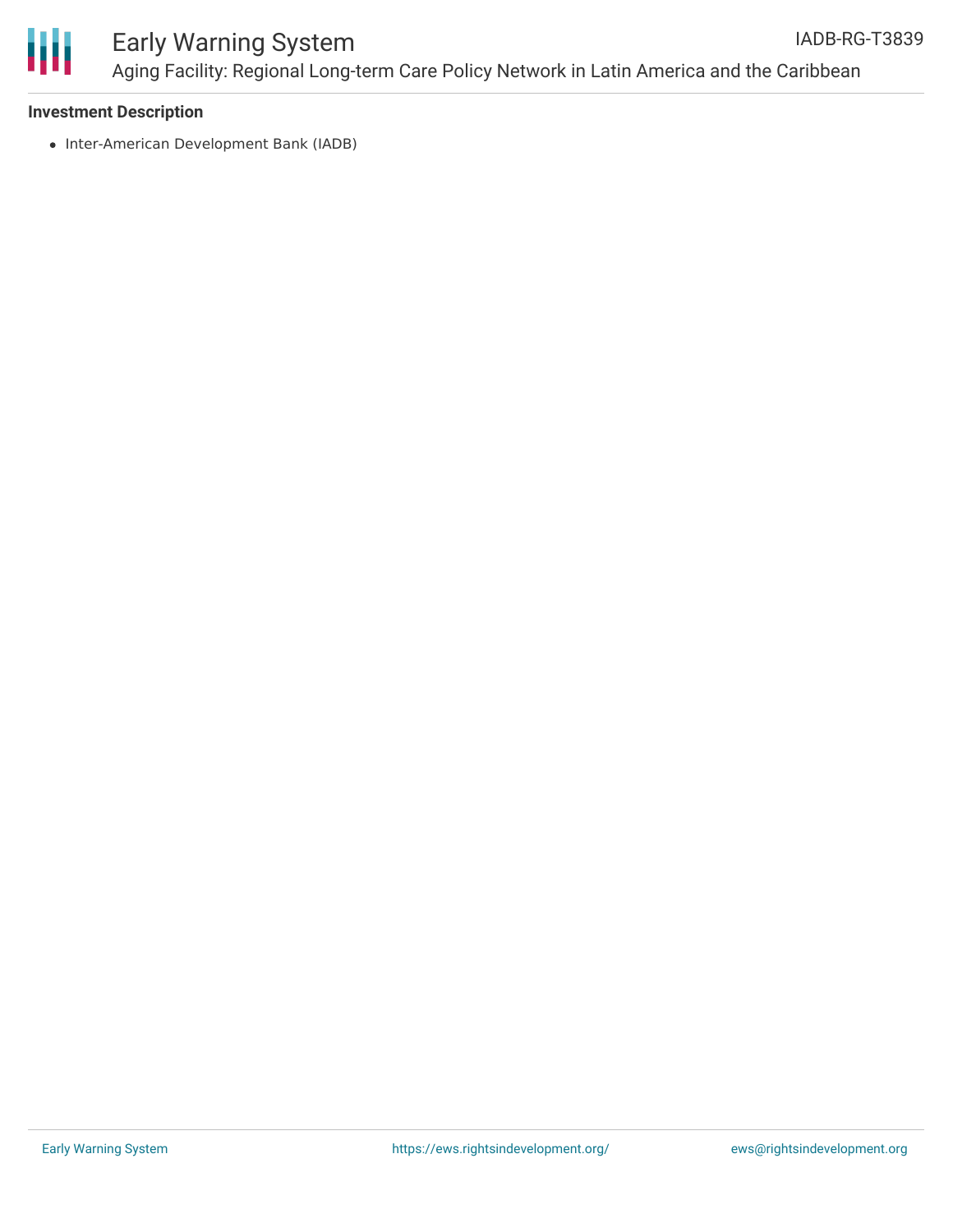**Investment Description**

- Inter-American Development Bank (IADB)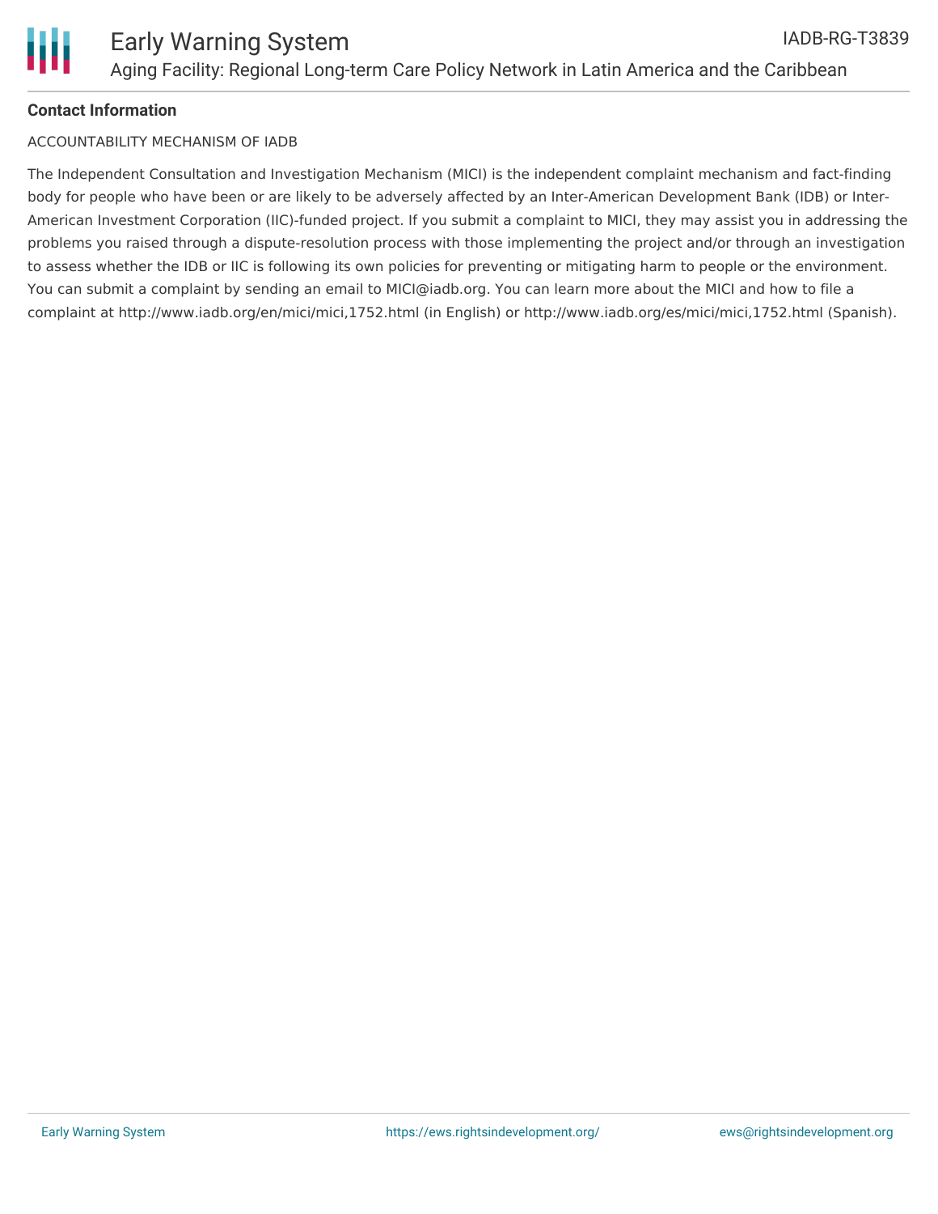**Contact Information**

ACCOUNTABILITY MECHANISM OF IADB

The Independent Consultation and Investigation Mechanism (MICI) is the independent complaint mechanism and fact-finding body for people who have been or are likely to be adversely affected by an Inter-American Development Bank (IDB) or Inter-American Investment Corporation (IIC)-funded project. If you submit a complaint to MICI, they may assist you in addressing the problems you raised through a dispute-resolution process with those implementing the project and/or through an investigation to assess whether the IDB or IIC is following its own policies for preventing or mitigating harm to people or the environment. You can submit a complaint by sending an email to MICI@iadb.org. You can learn more about the MICI and how to file a complaint at http://www.iadb.org/en/mici/mici,1752.html (in English) or http://www.iadb.org/es/mici/mici,1752.html (Spanish).